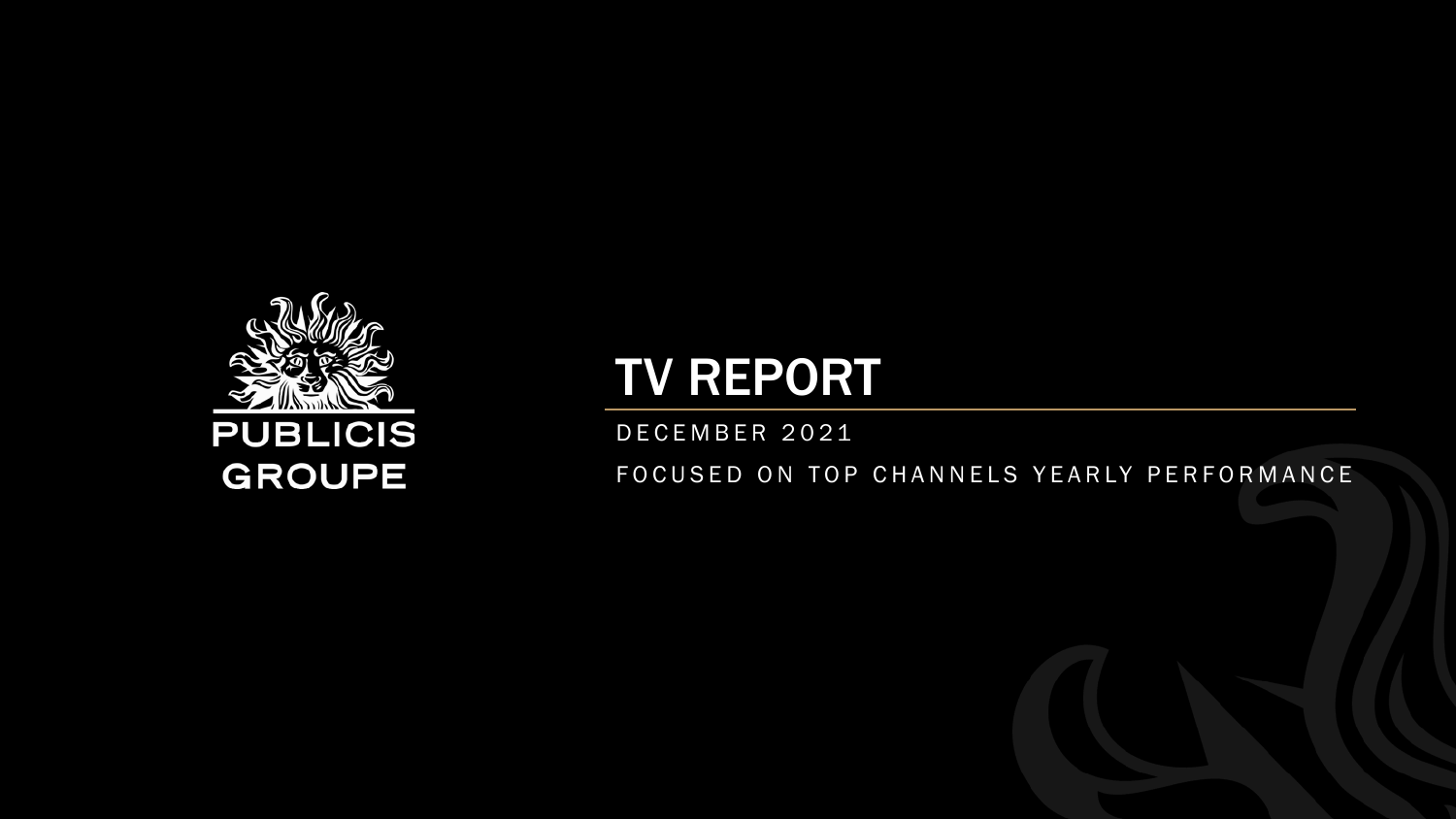PUBLICIS GROUPE

# TV REPORT

DECEMBER 2021

FOCUSED ON TOP CHANNELS YEARLY PERFORMANCE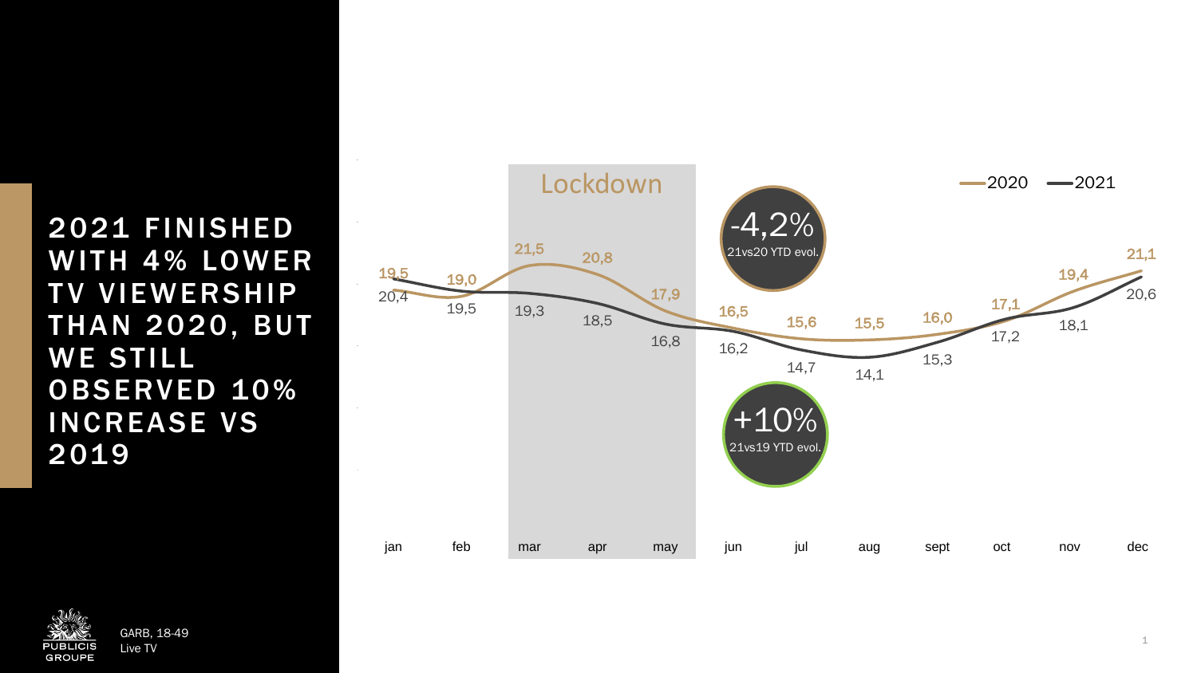# 2021 FINISHED WITH 4% LOWER TV VIEWERSHIP THAN 2020, BUT WE STILL OBSERVED 10% INCREASE VS 2019

Lockdown (mar–may)

| | jan | feb | mar | apr | may | jun | jul | aug | sept | oct | nov | dec |
|---|---|---|---|---|---|---|---|---|---|---|---|---|
| 2020 | 19,5 | 19,0 | 21,5 | 20,8 | 17,9 | 16,5 | 15,6 | 15,5 | 16,0 | 17,1 | 19,4 | 21,1 |
| 2021 | 20,4 | 19,5 | 19,3 | 18,5 | 16,8 | 16,2 | 14,7 | 14,1 | 15,3 | 17,2 | 18,1 | 20,6 |

-4,2% 21vs20 YTD evol.

+10% 21vs19 YTD evol.

GARB, 18-49
Live TV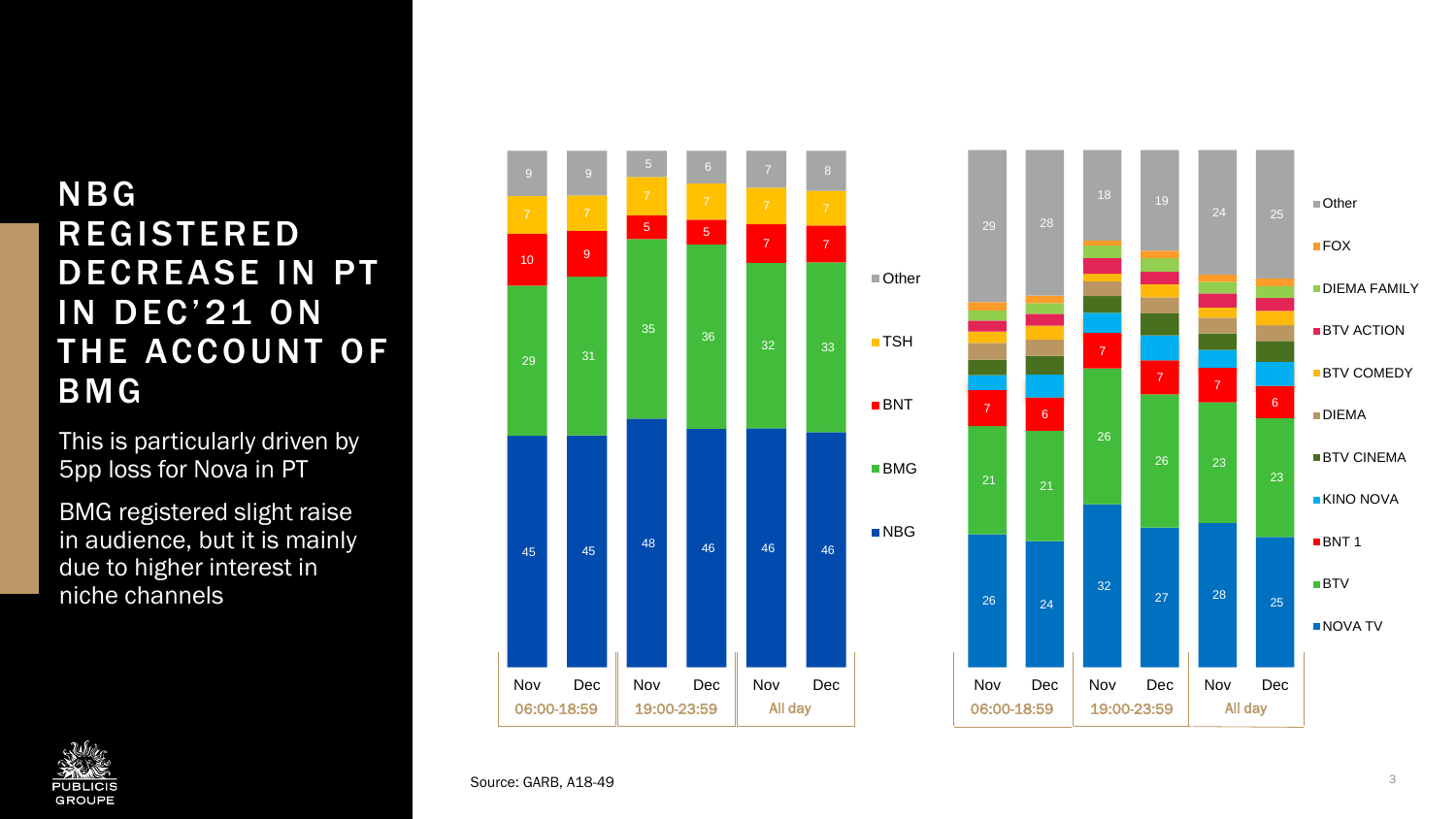# NBG REGISTERED DECREASE IN PT IN DEC'21 ON THE ACCOUNT OF BMG

This is particularly driven by 5pp loss for Nova in PT

BMG registered slight raise in audience, but it is mainly due to higher interest in niche channels

| | 06:00-18:59 Nov | 06:00-18:59 Dec | 19:00-23:59 Nov | 19:00-23:59 Dec | All day Nov | All day Dec |
|---|---|---|---|---|---|---|
| Other | 9 | 9 | 5 | 6 | 7 | 8 |
| TSH | 7 | 7 | 7 | 7 | 7 | 7 |
| BNT | 10 | 9 | 5 | 5 | 7 | 7 |
| BMG | 29 | 31 | 35 | 36 | 32 | 33 |
| NBG | 45 | 45 | 48 | 46 | 46 | 46 |

| | 06:00-18:59 Nov | 06:00-18:59 Dec | 19:00-23:59 Nov | 19:00-23:59 Dec | All day Nov | All day Dec |
|---|---|---|---|---|---|---|
| Other | 29 | 28 | 18 | 19 | 24 | 25 |
| BNT 1 | 7 | 6 | 7 | 7 | 7 | 6 |
| BTV | 21 | 21 | 26 | 26 | 23 | 23 |
| NOVA TV | 26 | 24 | 32 | 27 | 28 | 25 |

Legend: Other, FOX, DIEMA FAMILY, BTV ACTION, BTV COMEDY, DIEMA, BTV CINEMA, KINO NOVA, BNT 1, BTV, NOVA TV

Source: GARB, A18-49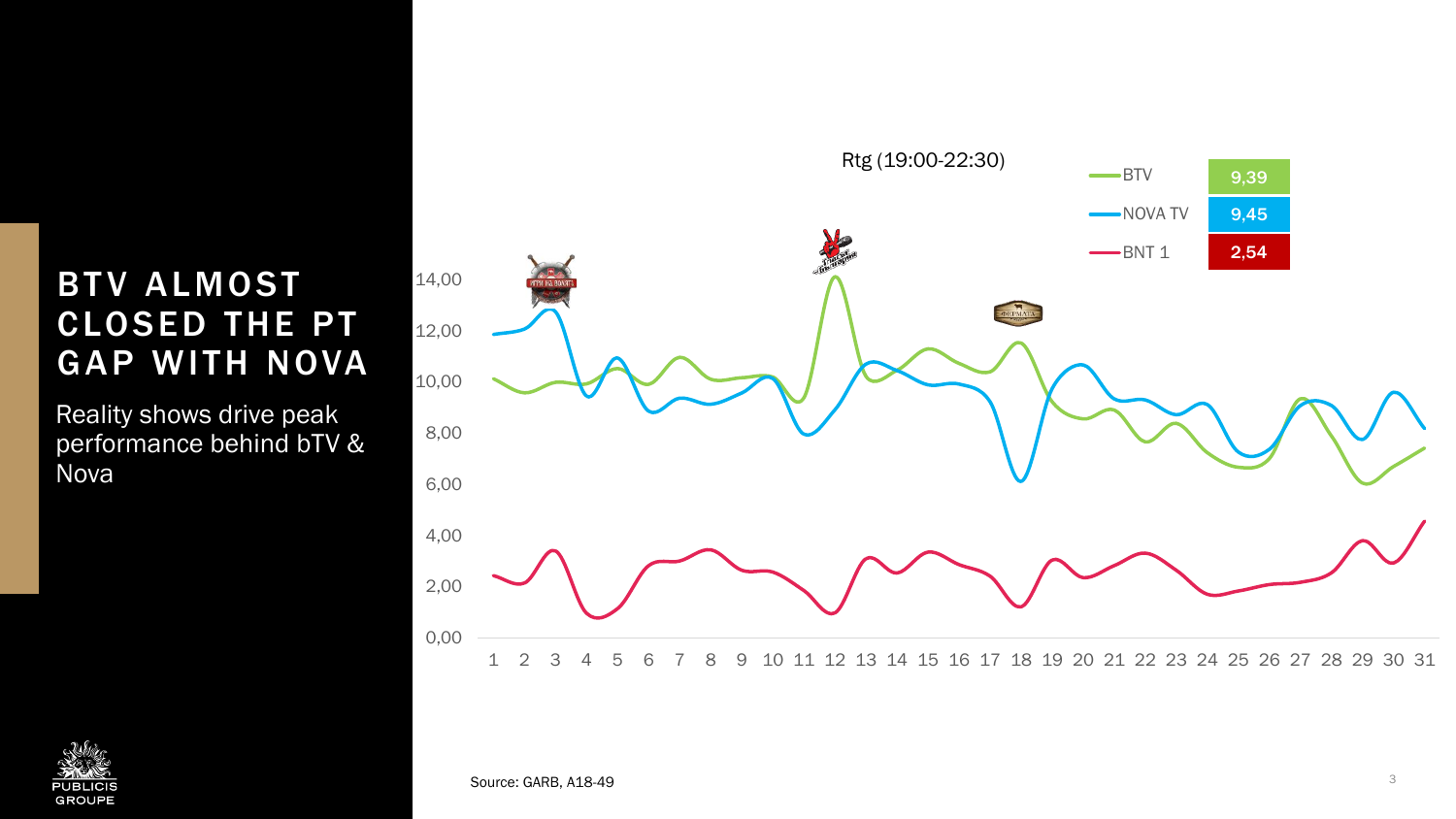# BTV ALMOST CLOSED THE PT GAP WITH NOVA

Reality shows drive peak performance behind bTV & Nova

Rtg (19:00-22:30)

| Channel | Rtg |
|---|---|
| BTV | 9,39 |
| NOVA TV | 9,45 |
| BNT 1 | 2,54 |

Source: GARB, A18-49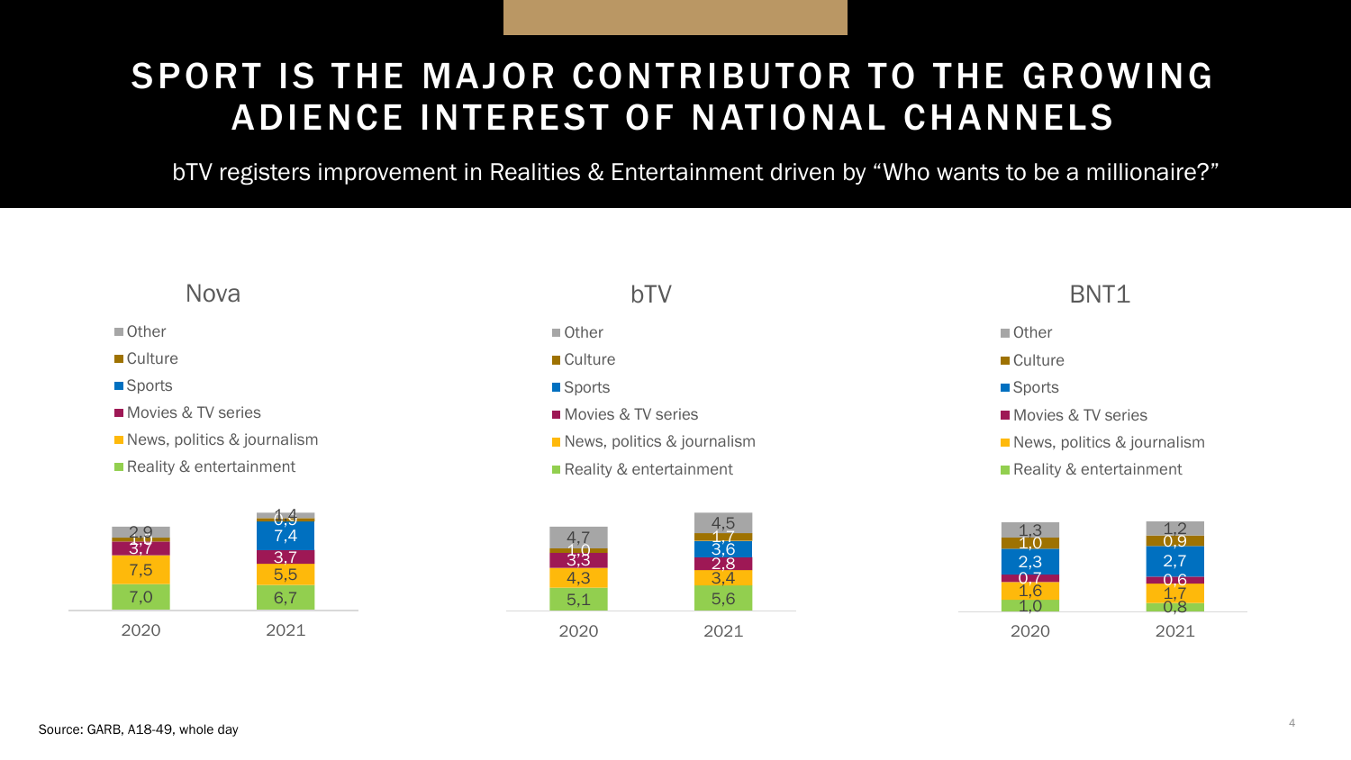# SPORT IS THE MAJOR CONTRIBUTOR TO THE GROWING ADIENCE INTEREST OF NATIONAL CHANNELS

bTV registers improvement in Realities & Entertainment driven by "Who wants to be a millionaire?"

## Nova

| | 2020 | 2021 |
|---|---|---|
| Other | 2,9 | 1,4 |
| Culture | 1,0 | 0,9 |
| Sports | | 7,4 |
| Movies & TV series | 3,7 | 3,7 |
| News, politics & journalism | 7,5 | 5,5 |
| Reality & entertainment | 7,0 | 6,7 |

## bTV

| | 2020 | 2021 |
|---|---|---|
| Other | 4,7 | 4,5 |
| Culture | 1,0 | 1,7 |
| Sports | | 3,6 |
| Movies & TV series | 3,3 | 2,8 |
| News, politics & journalism | 4,3 | 3,4 |
| Reality & entertainment | 5,1 | 5,6 |

## BNT1

| | 2020 | 2021 |
|---|---|---|
| Other | 1,3 | 1,2 |
| Culture | 1,0 | 0,9 |
| Sports | 2,3 | 2,7 |
| Movies & TV series | 0,7 | 0,6 |
| News, politics & journalism | 1,6 | 1,7 |
| Reality & entertainment | 1,0 | 0,8 |

Source: GARB, A18-49, whole day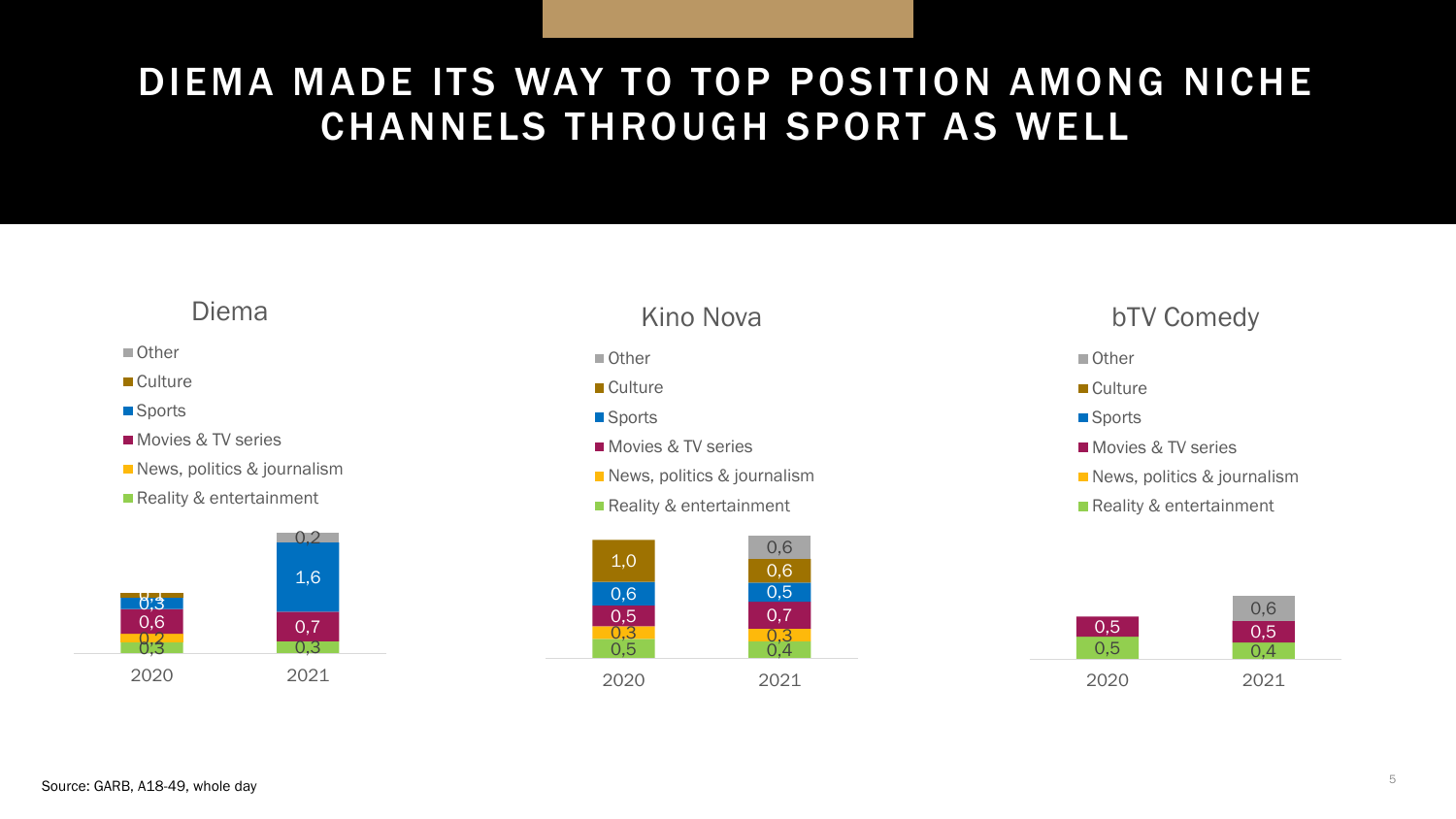# DIEMA MADE ITS WAY TO TOP POSITION AMONG NICHE CHANNELS THROUGH SPORT AS WELL

### Diema

| | 2020 | 2021 |
|---|---|---|
| Other | | 0,2 |
| Culture | 0,1 | |
| Sports | 0,3 | 1,6 |
| Movies & TV series | 0,6 | 0,7 |
| News, politics & journalism | 0,2 | |
| Reality & entertainment | 0,3 | 0,3 |

### Kino Nova

| | 2020 | 2021 |
|---|---|---|
| Other | | 0,6 |
| Culture | 1,0 | 0,6 |
| Sports | 0,6 | 0,5 |
| Movies & TV series | 0,5 | 0,7 |
| News, politics & journalism | 0,3 | 0,3 |
| Reality & entertainment | 0,5 | 0,4 |

### bTV Comedy

| | 2020 | 2021 |
|---|---|---|
| Other | | 0,6 |
| Culture | | |
| Sports | | |
| Movies & TV series | 0,5 | 0,5 |
| News, politics & journalism | | |
| Reality & entertainment | 0,5 | 0,4 |

Source: GARB, A18-49, whole day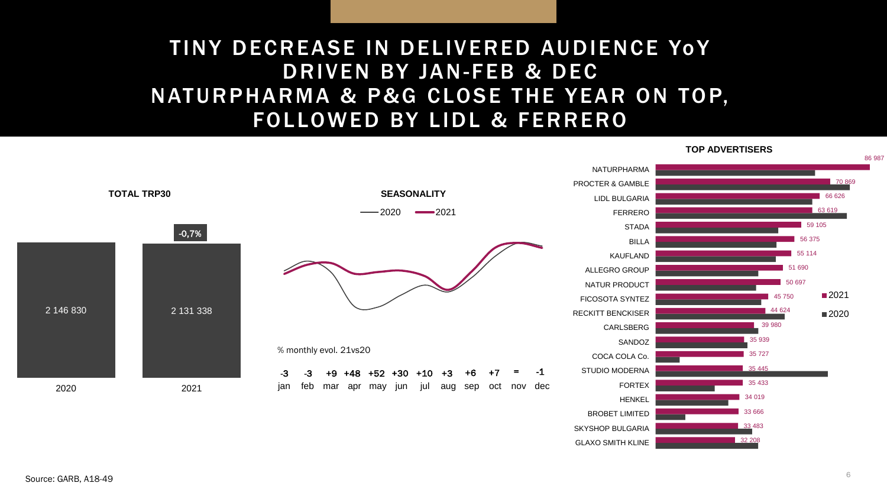# TINY DECREASE IN DELIVERED AUDIENCE YoY DRIVEN BY JAN-FEB & DEC NATURPHARMA & P&G CLOSE THE YEAR ON TOP, FOLLOWED BY LIDL & FERRERO

**TOTAL TRP30**

| 2020 | 2021 |
|---|---|
| 2 146 830 | 2 131 338 |

-0,7%

**SEASONALITY**

2020 / 2021

% monthly evol. 21vs20

| jan | feb | mar | apr | may | jun | jul | aug | sep | oct | nov | dec |
|---|---|---|---|---|---|---|---|---|---|---|---|
| -3 | -3 | +9 | +48 | +52 | +30 | +10 | +3 | +6 | +7 | = | -1 |

**TOP ADVERTISERS**

| Advertiser | 2021 |
|---|---|
| NATURPHARMA | 86 987 |
| PROCTER & GAMBLE | 70 869 |
| LIDL BULGARIA | 66 626 |
| FERRERO | 63 619 |
| STADA | 59 105 |
| BILLA | 56 375 |
| KAUFLAND | 55 114 |
| ALLEGRO GROUP | 51 690 |
| NATUR PRODUCT | 50 697 |
| FICOSOTA SYNTEZ | 45 750 |
| RECKITT BENCKISER | 44 624 |
| CARLSBERG | 39 980 |
| SANDOZ | 35 939 |
| COCA COLA Co. | 35 727 |
| STUDIO MODERNA | 35 445 |
| FORTEX | 35 433 |
| HENKEL | 34 019 |
| BROBET LIMITED | 33 666 |
| SKYSHOP BULGARIA | 33 483 |
| GLAXO SMITH KLINE | 32 208 |

Source: GARB, A18-49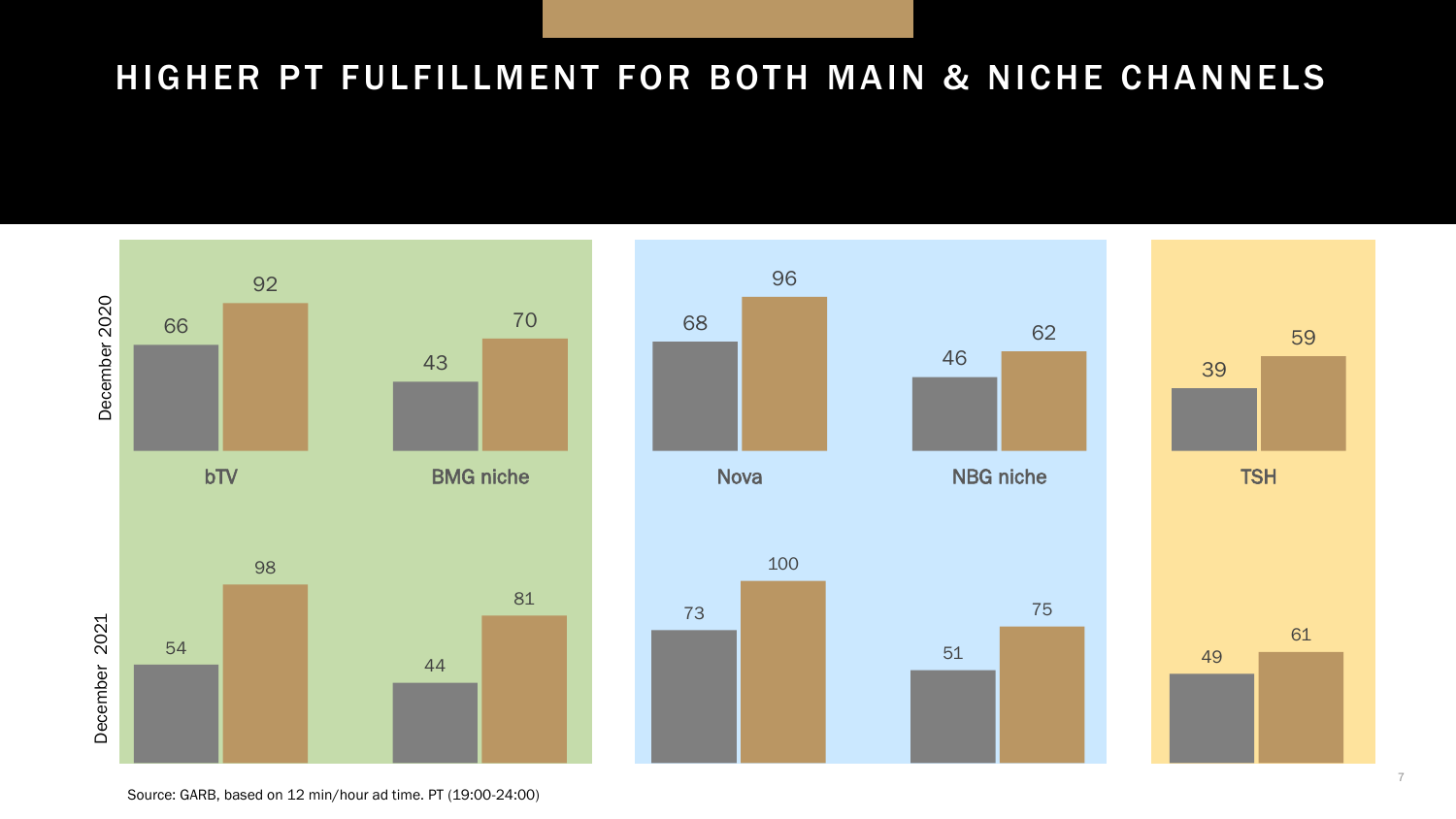# HIGHER PT FULFILLMENT FOR BOTH MAIN & NICHE CHANNELS

| | bTV | | BMG niche | | Nova | | NBG niche | | TSH | |
|---|---|---|---|---|---|---|---|---|---|---|
| December 2020 | 66 | 92 | 43 | 70 | 68 | 96 | 46 | 62 | 39 | 59 |
| December 2021 | 54 | 98 | 44 | 81 | 73 | 100 | 51 | 75 | 49 | 61 |

Source: GARB, based on 12 min/hour ad time. PT (19:00-24:00)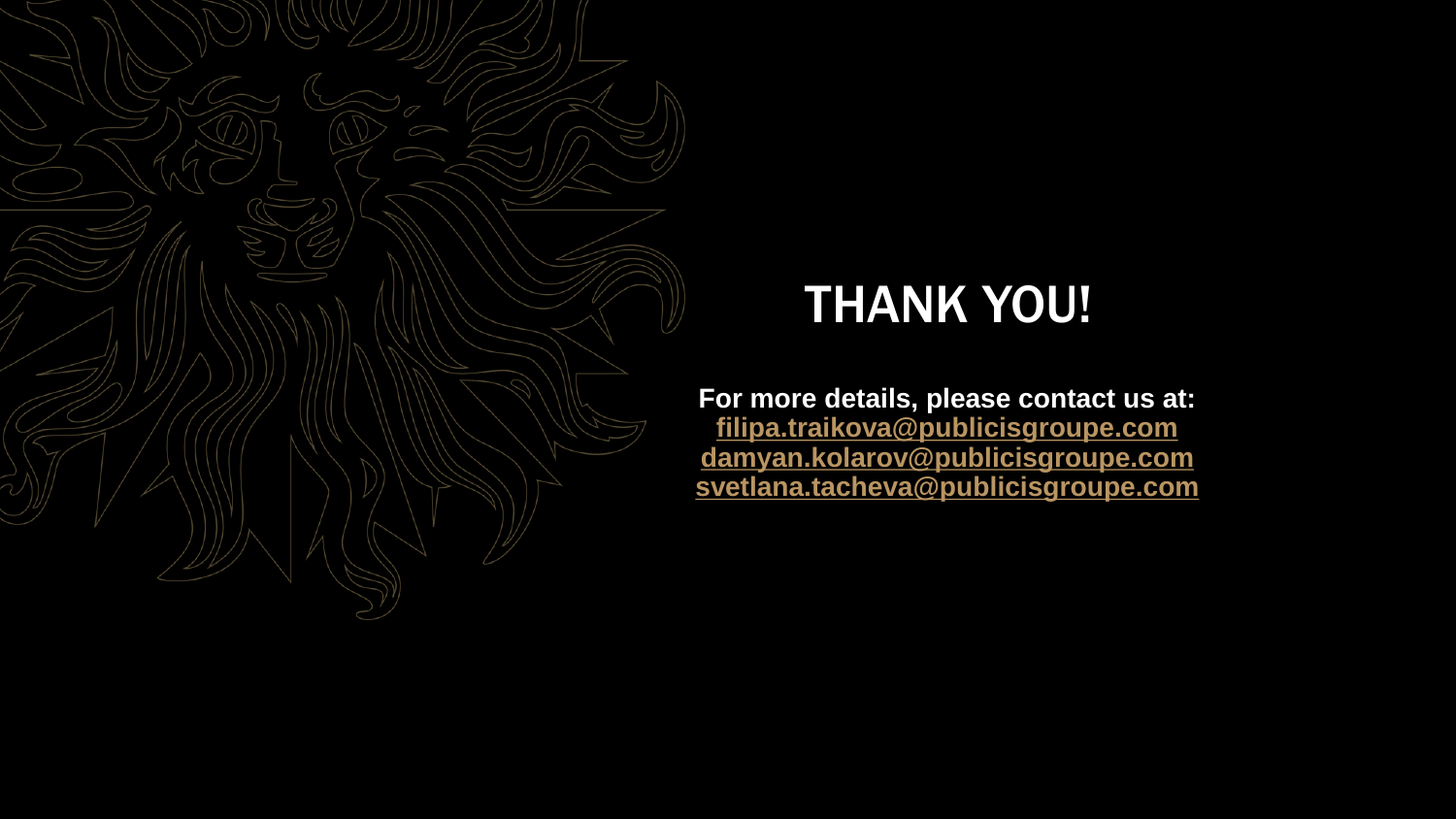# THANK YOU!

**For more details, please contact us at:**
**filipa.traikova@publicisgroupe.com**
**damyan.kolarov@publicisgroupe.com**
**svetlana.tacheva@publicisgroupe.com**